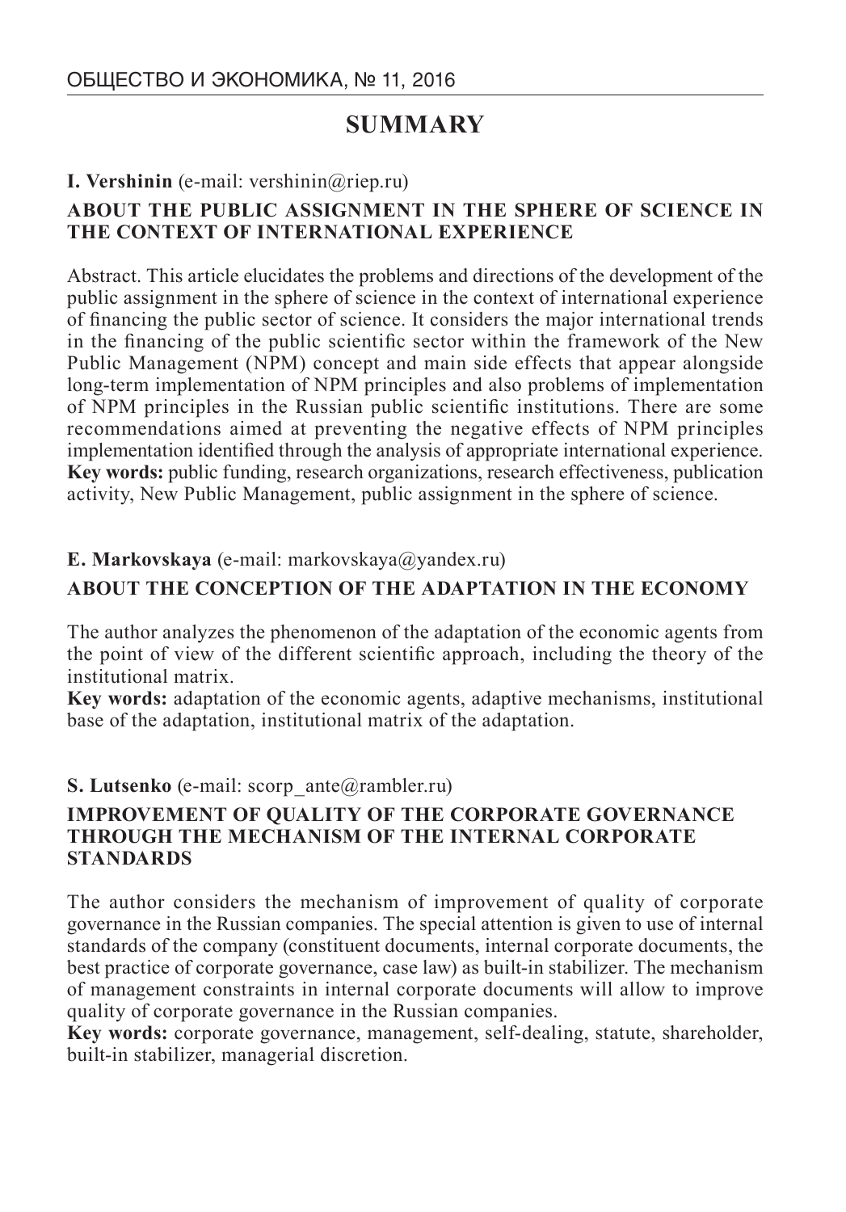# SUMMARY

**I. Vershinin** (e-mail: vershinin@riep.ru)

## ABOUT THE PUBLIC ASSIGNMENT IN THE SPHERE OF SCIENCE IN THE CONTEXT OF INTERNATIONAL EXPERIENCE

Abstract. This article elucidates the problems and directions of the development of the public assignment in the sphere of science in the context of international experience of financing the public sector of science. It considers the major international trends in the financing of the public scientific sector within the framework of the New Public Management (NPM) concept and main side effects that appear alongside long-term implementation of NPM principles and also problems of implementation of NPM principles in the Russian public scientific institutions. There are some recommendations aimed at preventing the negative effects of NPM principles implementation identified through the analysis of appropriate international experience.
**Key words:** public funding, research organizations, research effectiveness, publication activity, New Public Management, public assignment in the sphere of science.

**E. Markovskaya** (e-mail: markovskaya@yandex.ru)

## ABOUT THE CONCEPTION OF THE ADAPTATION IN THE ECONOMY

The author analyzes the phenomenon of the adaptation of the economic agents from the point of view of the different scientific approach, including the theory of the institutional matrix.
**Key words:** adaptation of the economic agents, adaptive mechanisms, institutional base of the adaptation, institutional matrix of the adaptation.

**S. Lutsenko** (e-mail: scorp_ante@rambler.ru)

## IMPROVEMENT OF QUALITY OF THE CORPORATE GOVERNANCE THROUGH THE MECHANISM OF THE INTERNAL CORPORATE STANDARDS

The author considers the mechanism of improvement of quality of corporate governance in the Russian companies. The special attention is given to use of internal standards of the company (constituent documents, internal corporate documents, the best practice of corporate governance, case law) as built-in stabilizer. The mechanism of management constraints in internal corporate documents will allow to improve quality of corporate governance in the Russian companies.
**Key words:** corporate governance, management, self-dealing, statute, shareholder, built-in stabilizer, managerial discretion.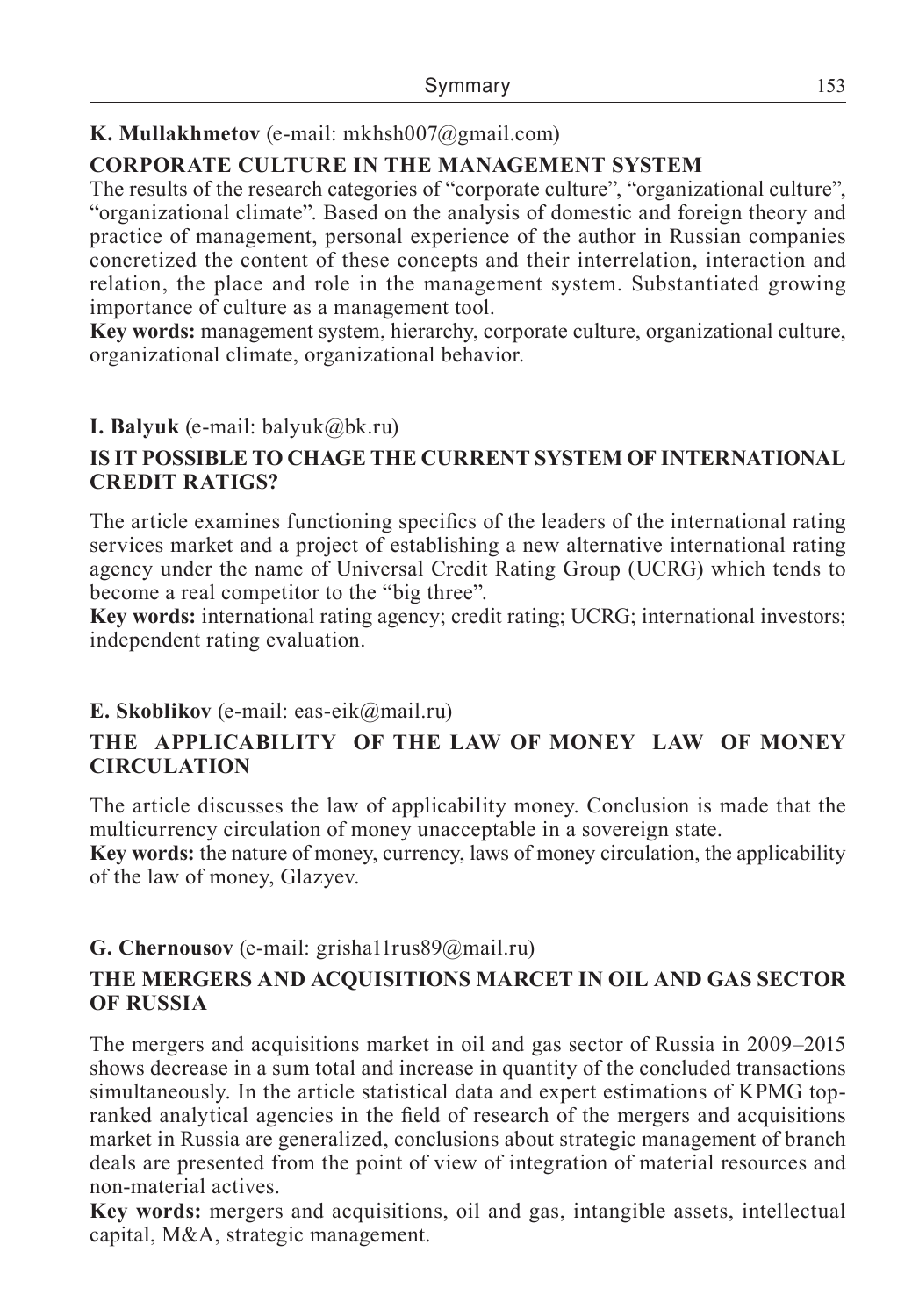**K. Mullakhmetov** (e-mail: mkhsh007@gmail.com)

**CORPORATE CULTURE IN THE MANAGEMENT SYSTEM**

The results of the research categories of "corporate culture", "organizational culture", "organizational climate". Based on the analysis of domestic and foreign theory and practice of management, personal experience of the author in Russian companies concretized the content of these concepts and their interrelation, interaction and relation, the place and role in the management system. Substantiated growing importance of culture as a management tool.

**Key words:** management system, hierarchy, corporate culture, organizational culture, organizational climate, organizational behavior.

**I. Balyuk** (e-mail: balyuk@bk.ru)

**IS IT POSSIBLE TO CHAGE THE CURRENT SYSTEM OF INTERNATIONAL CREDIT RATIGS?**

The article examines functioning specifics of the leaders of the international rating services market and a project of establishing a new alternative international rating agency under the name of Universal Credit Rating Group (UCRG) which tends to become a real competitor to the "big three".

**Key words:** international rating agency; credit rating; UCRG; international investors; independent rating evaluation.

**E. Skoblikov** (e-mail: eas-eik@mail.ru)

**THE APPLICABILITY OF THE LAW OF MONEY LAW OF MONEY CIRCULATION**

The article discusses the law of applicability money. Conclusion is made that the multicurrency circulation of money unacceptable in a sovereign state.

**Key words:** the nature of money, currency, laws of money circulation, the applicability of the law of money, Glazyev.

**G. Chernousov** (e-mail: grisha11rus89@mail.ru)

**THE MERGERS AND ACQUISITIONS MARCET IN OIL AND GAS SECTOR OF RUSSIA**

The mergers and acquisitions market in oil and gas sector of Russia in 2009–2015 shows decrease in a sum total and increase in quantity of the concluded transactions simultaneously. In the article statistical data and expert estimations of KPMG top-ranked analytical agencies in the field of research of the mergers and acquisitions market in Russia are generalized, conclusions about strategic management of branch deals are presented from the point of view of integration of material resources and non-material actives.

**Key words:** mergers and acquisitions, oil and gas, intangible assets, intellectual capital, M&A, strategic management.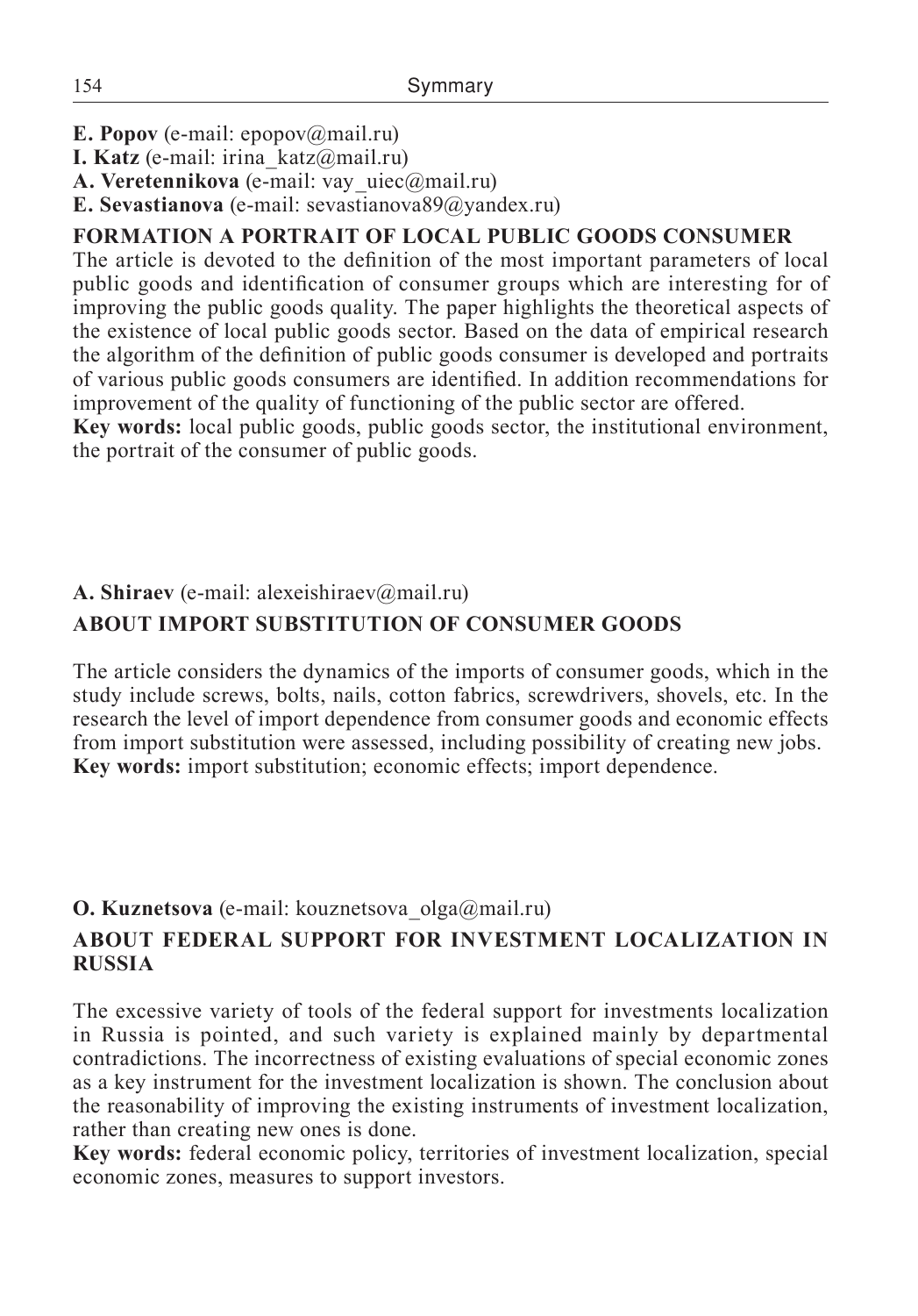**E. Popov** (e-mail: epopov@mail.ru)
**I. Katz** (e-mail: irina_katz@mail.ru)
**A. Veretennikova** (e-mail: vay_uiec@mail.ru)
**E. Sevastianova** (e-mail: sevastianova89@yandex.ru)

## FORMATION A PORTRAIT OF LOCAL PUBLIC GOODS CONSUMER

The article is devoted to the definition of the most important parameters of local public goods and identification of consumer groups which are interesting for of improving the public goods quality. The paper highlights the theoretical aspects of the existence of local public goods sector. Based on the data of empirical research the algorithm of the definition of public goods consumer is developed and portraits of various public goods consumers are identified. In addition recommendations for improvement of the quality of functioning of the public sector are offered.
**Key words:** local public goods, public goods sector, the institutional environment, the portrait of the consumer of public goods.

**A. Shiraev** (e-mail: alexeishiraev@mail.ru)

## ABOUT IMPORT SUBSTITUTION OF CONSUMER GOODS

The article considers the dynamics of the imports of consumer goods, which in the study include screws, bolts, nails, cotton fabrics, screwdrivers, shovels, etc. In the research the level of import dependence from consumer goods and economic effects from import substitution were assessed, including possibility of creating new jobs.
**Key words:** import substitution; economic effects; import dependence.

**O. Kuznetsova** (e-mail: kouznetsova_olga@mail.ru)

## ABOUT FEDERAL SUPPORT FOR INVESTMENT LOCALIZATION IN RUSSIA

The excessive variety of tools of the federal support for investments localization in Russia is pointed, and such variety is explained mainly by departmental contradictions. The incorrectness of existing evaluations of special economic zones as a key instrument for the investment localization is shown. The conclusion about the reasonability of improving the existing instruments of investment localization, rather than creating new ones is done.
**Key words:** federal economic policy, territories of investment localization, special economic zones, measures to support investors.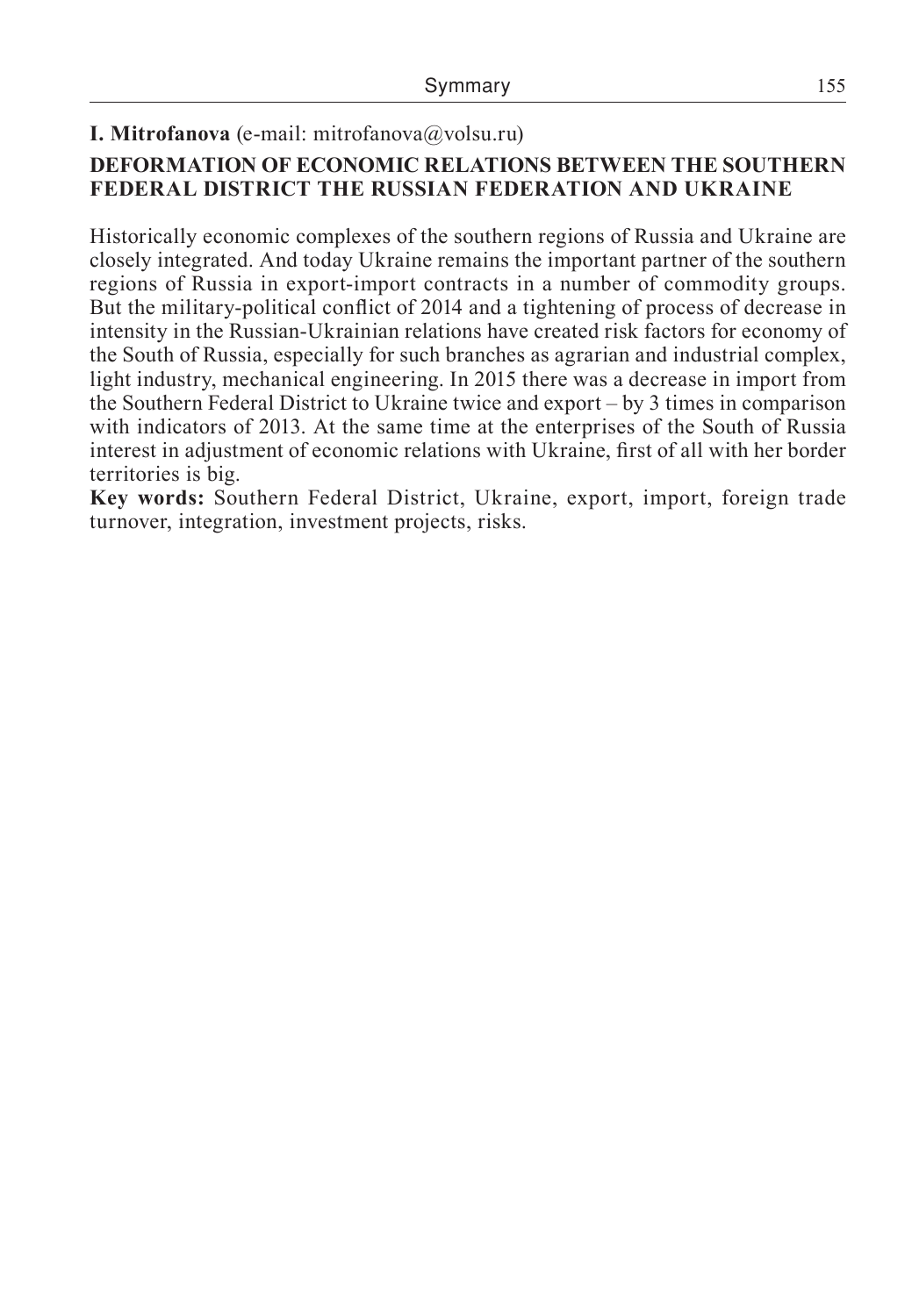**I. Mitrofanova** (e-mail: mitrofanova@volsu.ru)

## DEFORMATION OF ECONOMIC RELATIONS BETWEEN THE SOUTHERN FEDERAL DISTRICT THE RUSSIAN FEDERATION AND UKRAINE

Historically economic complexes of the southern regions of Russia and Ukraine are closely integrated. And today Ukraine remains the important partner of the southern regions of Russia in export-import contracts in a number of commodity groups. But the military-political conflict of 2014 and a tightening of process of decrease in intensity in the Russian-Ukrainian relations have created risk factors for economy of the South of Russia, especially for such branches as agrarian and industrial complex, light industry, mechanical engineering. In 2015 there was a decrease in import from the Southern Federal District to Ukraine twice and export – by 3 times in comparison with indicators of 2013. At the same time at the enterprises of the South of Russia interest in adjustment of economic relations with Ukraine, first of all with her border territories is big.

**Key words:** Southern Federal District, Ukraine, export, import, foreign trade turnover, integration, investment projects, risks.